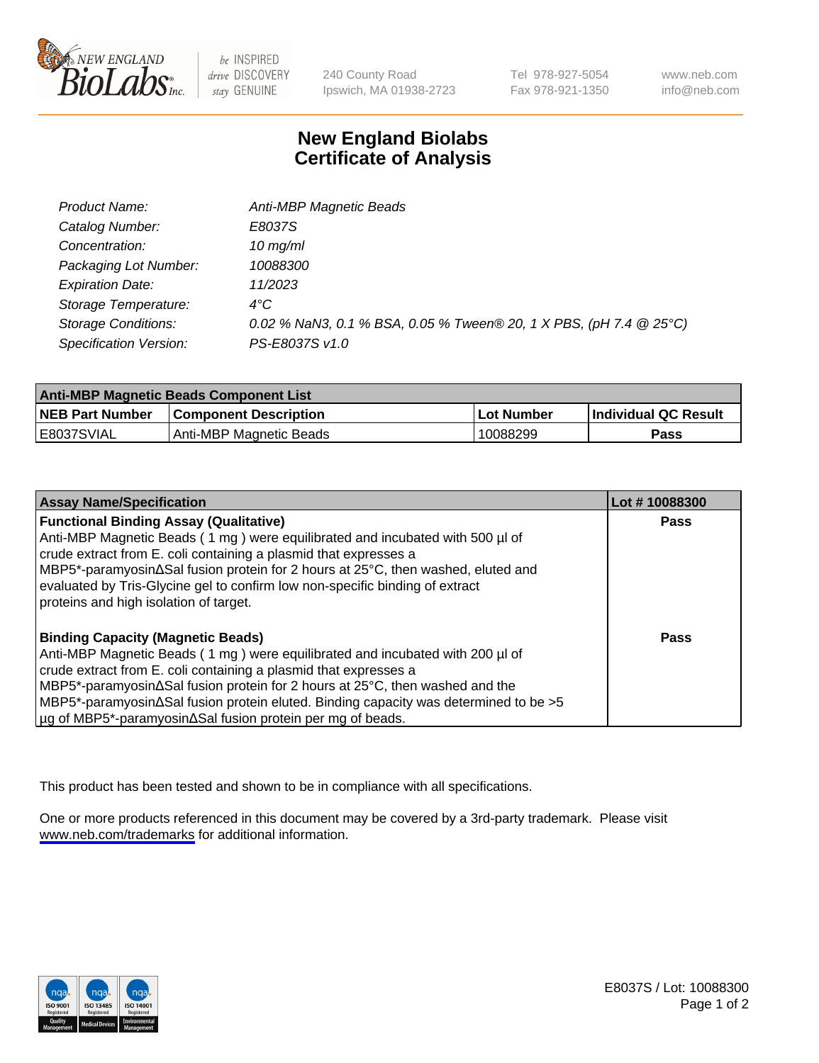New England BioLabs Inc. — be INSPIRED drive DISCOVERY stay GENUINE

240 County Road
Ipswich, MA 01938-2723

Tel 978-927-5054
Fax 978-921-1350

www.neb.com
info@neb.com

# New England Biolabs
# Certificate of Analysis

| | |
|---|---|
| *Product Name:* | *Anti-MBP Magnetic Beads* |
| *Catalog Number:* | *E8037S* |
| *Concentration:* | *10 mg/ml* |
| *Packaging Lot Number:* | *10088300* |
| *Expiration Date:* | *11/2023* |
| *Storage Temperature:* | *4°C* |
| *Storage Conditions:* | *0.02 % NaN3, 0.1 % BSA, 0.05 % Tween® 20, 1 X PBS, (pH 7.4 @ 25°C)* |
| *Specification Version:* | *PS-E8037S v1.0* |

| **Anti-MBP Magnetic Beads Component List** | | | |
|---|---|---|---|
| **NEB Part Number** | **Component Description** | **Lot Number** | **Individual QC Result** |
| E8037SVIAL | Anti-MBP Magnetic Beads | 10088299 | **Pass** |

| **Assay Name/Specification** | **Lot # 10088300** |
|---|---|
| **Functional Binding Assay (Qualitative)**<br>Anti-MBP Magnetic Beads ( 1 mg ) were equilibrated and incubated with 500 µl of crude extract from E. coli containing a plasmid that expresses a MBP5*-paramyosinΔSal fusion protein for 2 hours at 25°C, then washed, eluted and evaluated by Tris-Glycine gel to confirm low non-specific binding of extract proteins and high isolation of target. | **Pass** |
| **Binding Capacity (Magnetic Beads)**<br>Anti-MBP Magnetic Beads ( 1 mg ) were equilibrated and incubated with 200 µl of crude extract from E. coli containing a plasmid that expresses a MBP5*-paramyosinΔSal fusion protein for 2 hours at 25°C, then washed and the MBP5*-paramyosinΔSal fusion protein eluted. Binding capacity was determined to be >5 µg of MBP5*-paramyosinΔSal fusion protein per mg of beads. | **Pass** |

This product has been tested and shown to be in compliance with all specifications.

One or more products referenced in this document may be covered by a 3rd-party trademark. Please visit www.neb.com/trademarks for additional information.

ISO 9001 Registered Quality Management | ISO 13485 Registered Medical Devices | ISO 14001 Registered Environmental Management

E8037S / Lot: 10088300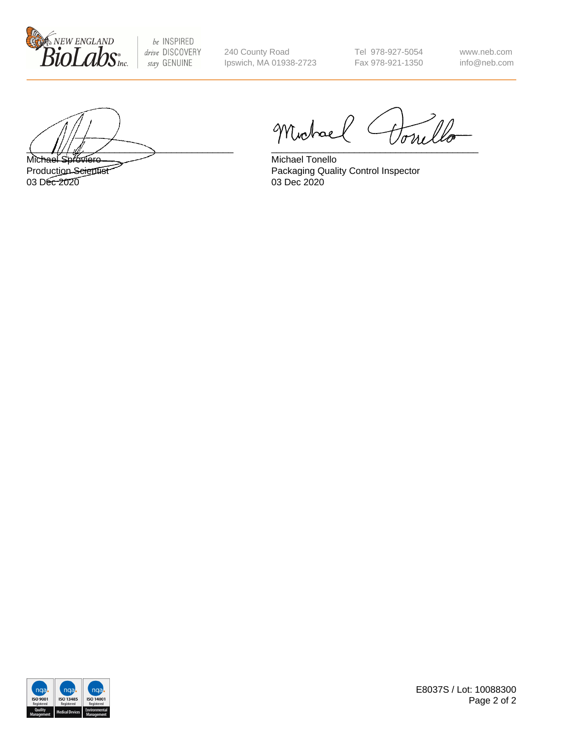Michael Sproviero
Production Scientist
03 Dec 2020

Michael Tonello
Packaging Quality Control Inspector
03 Dec 2020

E8037S / Lot: 10088300